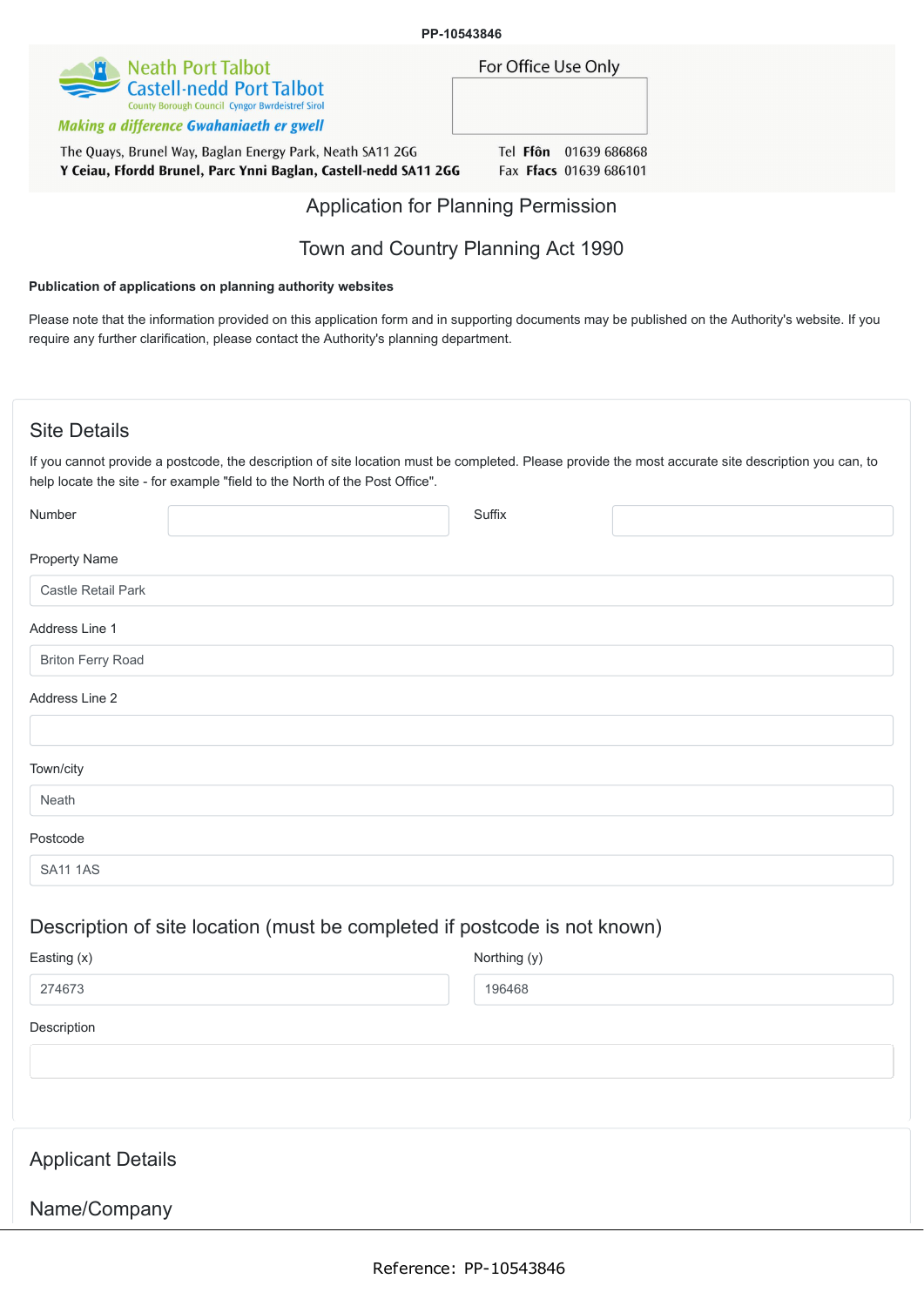PP-10543846

Neath Port Talbot
Castell-nedd Port Talbot
County Borough Council Cyngor Bwrdeistref Sirol
*Making a difference Gwahaniaeth er gwell*

The Quays, Brunel Way, Baglan Energy Park, Neath SA11 2GG
**Y Ceiau, Ffordd Brunel, Parc Ynni Baglan, Castell-nedd SA11 2GG**

For Office Use Only

Tel **Ffôn** 01639 686868
Fax **Ffacs** 01639 686101

# Application for Planning Permission

# Town and Country Planning Act 1990

**Publication of applications on planning authority websites**

Please note that the information provided on this application form and in supporting documents may be published on the Authority's website. If you require any further clarification, please contact the Authority's planning department.

## Site Details

If you cannot provide a postcode, the description of site location must be completed. Please provide the most accurate site description you can, to help locate the site - for example "field to the North of the Post Office".

Number

Suffix

Property Name

Castle Retail Park

Address Line 1

Briton Ferry Road

Address Line 2

Town/city

Neath

Postcode

SA11 1AS

## Description of site location (must be completed if postcode is not known)

Easting (x)

274673

Northing (y)

196468

Description

## Applicant Details

## Name/Company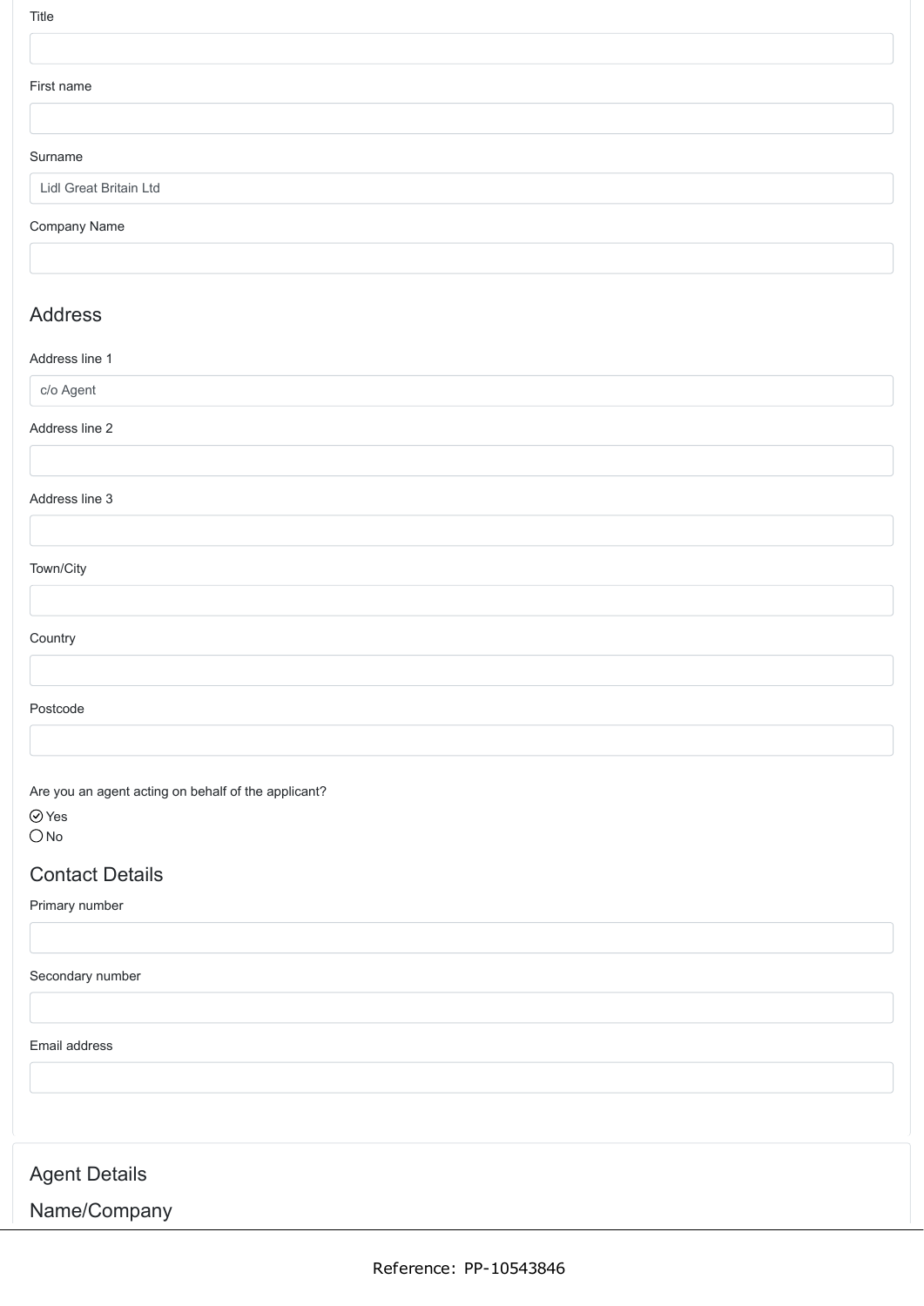Title

First name

Surname

Lidl Great Britain Ltd

Company Name

## Address

Address line 1

c/o Agent

Address line 2

Address line 3

Town/City

Country

Postcode

Are you an agent acting on behalf of the applicant?

- [x] Yes
- [ ] No

## Contact Details

Primary number

Secondary number

Email address

## Agent Details

## Name/Company

Reference: PP-10543846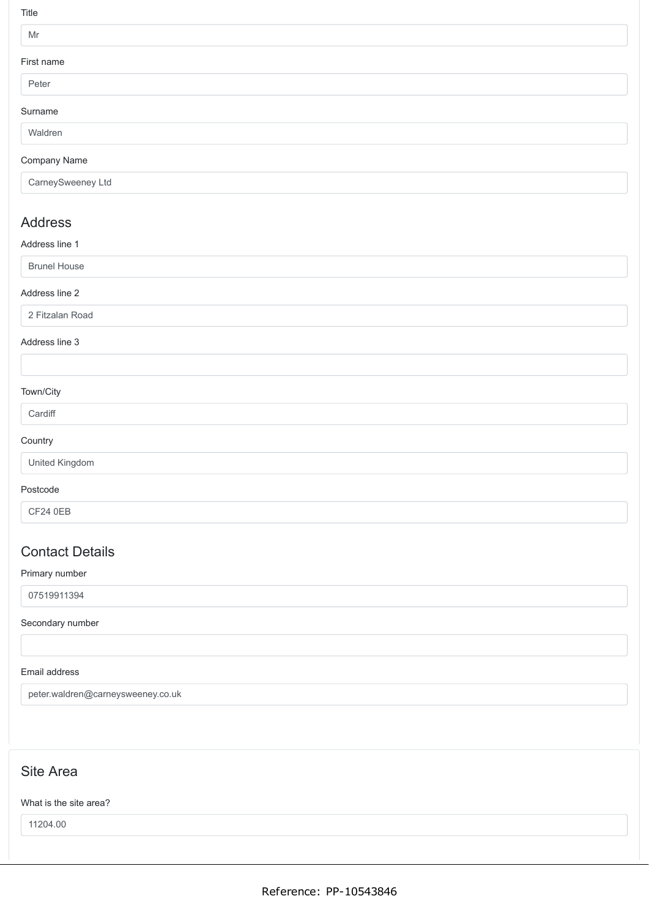Title

Mr

First name

Peter

Surname

Waldren

Company Name

CarneySweeney Ltd

## Address

Address line 1

Brunel House

Address line 2

2 Fitzalan Road

Address line 3

Town/City

Cardiff

Country

United Kingdom

Postcode

CF24 0EB

## Contact Details

Primary number

07519911394

Secondary number

Email address

peter.waldren@carneysweeney.co.uk

## Site Area

What is the site area?

11204.00

Reference: PP-10543846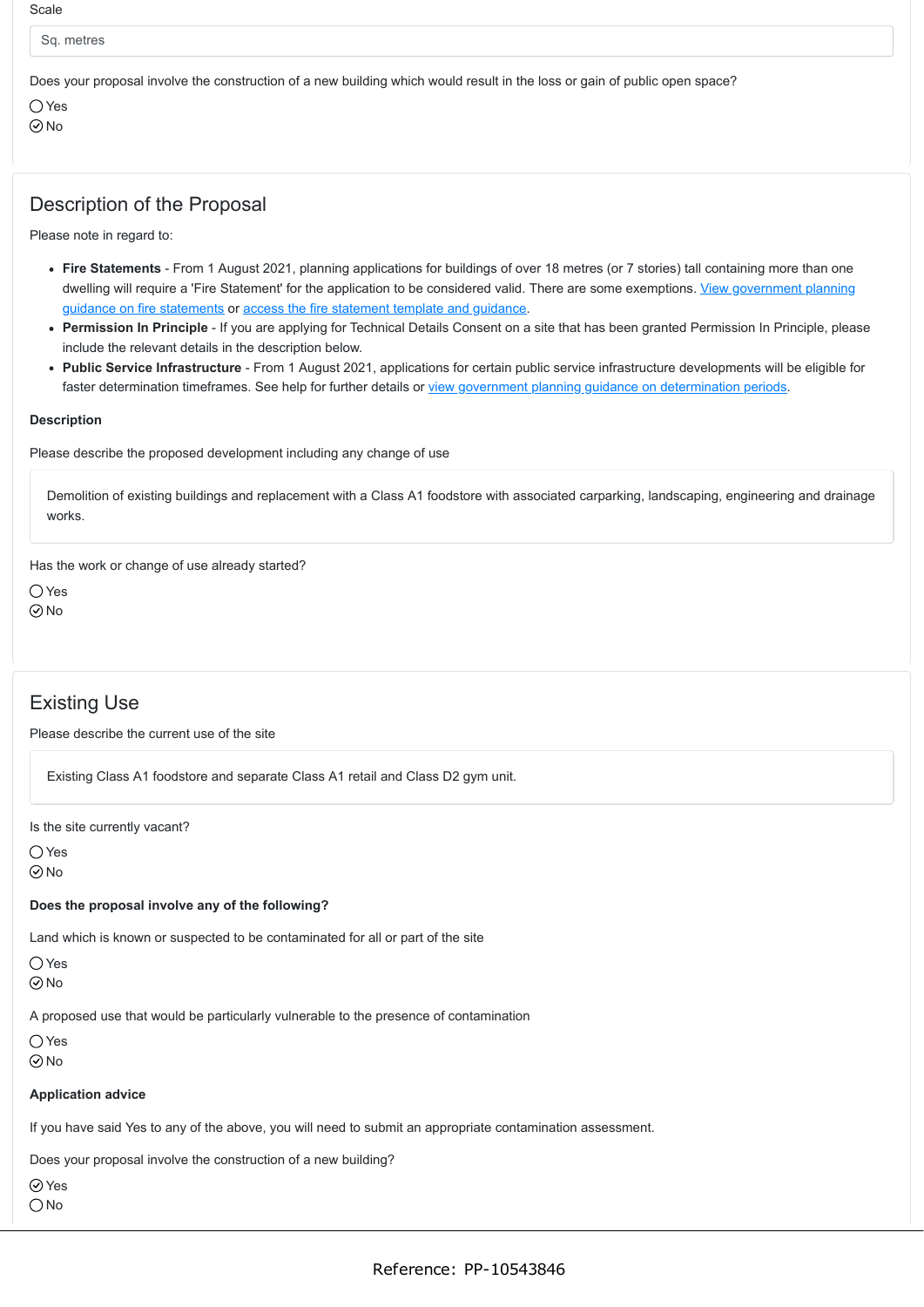Scale

Sq. metres

Does your proposal involve the construction of a new building which would result in the loss or gain of public open space?

- ◯ Yes
- ☑ No

## Description of the Proposal

Please note in regard to:

- **Fire Statements** - From 1 August 2021, planning applications for buildings of over 18 metres (or 7 stories) tall containing more than one dwelling will require a 'Fire Statement' for the application to be considered valid. There are some exemptions. [View government planning guidance on fire statements] or [access the fire statement template and guidance].
- **Permission In Principle** - If you are applying for Technical Details Consent on a site that has been granted Permission In Principle, please include the relevant details in the description below.
- **Public Service Infrastructure** - From 1 August 2021, applications for certain public service infrastructure developments will be eligible for faster determination timeframes. See help for further details or [view government planning guidance on determination periods].

**Description**

Please describe the proposed development including any change of use

Demolition of existing buildings and replacement with a Class A1 foodstore with associated carparking, landscaping, engineering and drainage works.

Has the work or change of use already started?

- ◯ Yes
- ☑ No

## Existing Use

Please describe the current use of the site

Existing Class A1 foodstore and separate Class A1 retail and Class D2 gym unit.

Is the site currently vacant?

- ◯ Yes
- ☑ No

**Does the proposal involve any of the following?**

Land which is known or suspected to be contaminated for all or part of the site

- ◯ Yes
- ☑ No

A proposed use that would be particularly vulnerable to the presence of contamination

- ◯ Yes
- ☑ No

**Application advice**

If you have said Yes to any of the above, you will need to submit an appropriate contamination assessment.

Does your proposal involve the construction of a new building?

- ☑ Yes
- ◯ No

Reference: PP-10543846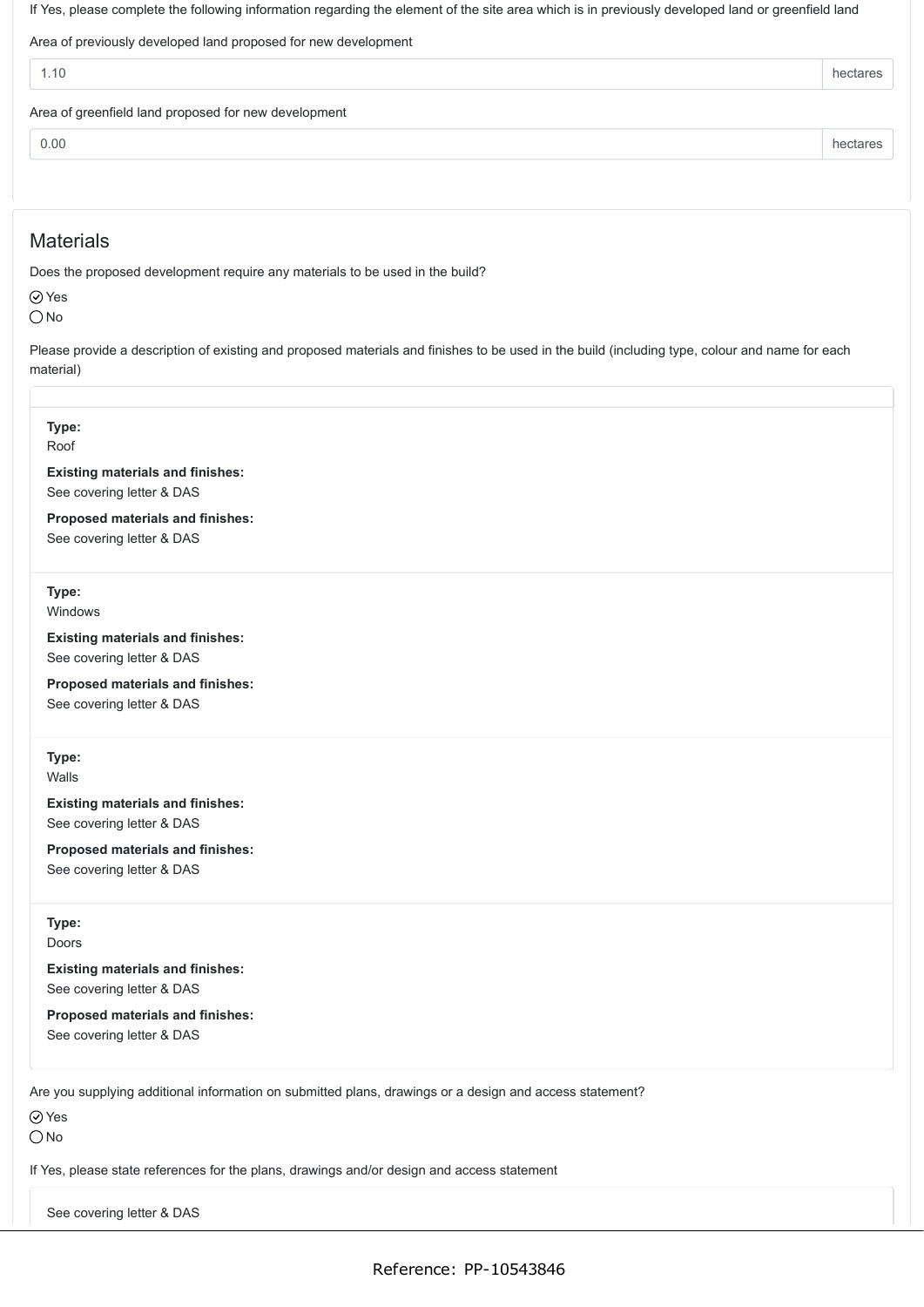If Yes, please complete the following information regarding the element of the site area which is in previously developed land or greenfield land

Area of previously developed land proposed for new development

| 1.10 | hectares |
|---|---|

Area of greenfield land proposed for new development

| 0.00 | hectares |
|---|---|

## Materials

Does the proposed development require any materials to be used in the build?

- [x] Yes
- [ ] No

Please provide a description of existing and proposed materials and finishes to be used in the build (including type, colour and name for each material)

**Type:**
Roof

**Existing materials and finishes:**
See covering letter & DAS

**Proposed materials and finishes:**
See covering letter & DAS

**Type:**
Windows

**Existing materials and finishes:**
See covering letter & DAS

**Proposed materials and finishes:**
See covering letter & DAS

**Type:**
Walls

**Existing materials and finishes:**
See covering letter & DAS

**Proposed materials and finishes:**
See covering letter & DAS

**Type:**
Doors

**Existing materials and finishes:**
See covering letter & DAS

**Proposed materials and finishes:**
See covering letter & DAS

Are you supplying additional information on submitted plans, drawings or a design and access statement?

- [x] Yes
- [ ] No

If Yes, please state references for the plans, drawings and/or design and access statement

See covering letter & DAS

Reference: PP-10543846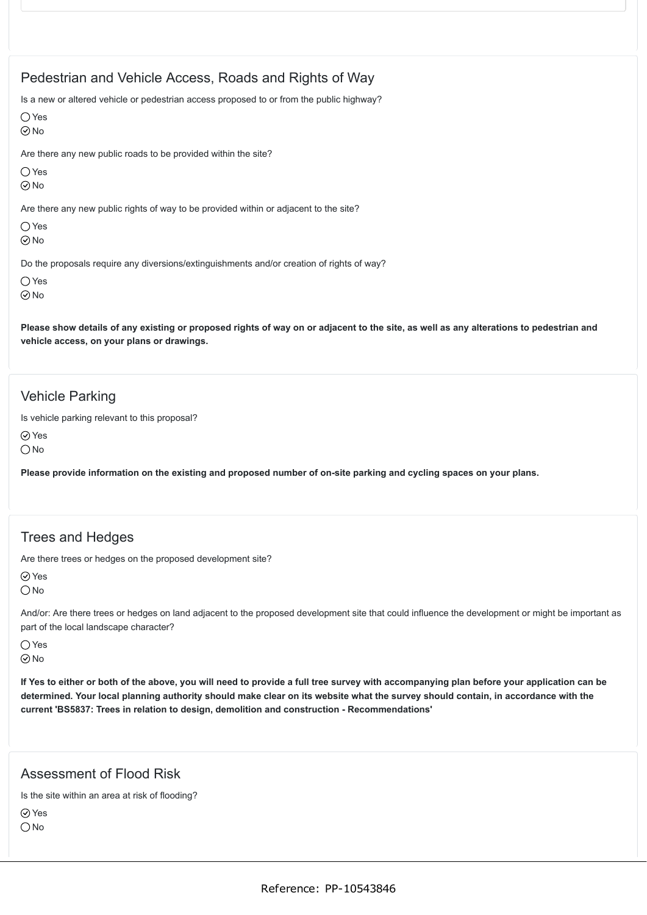## Pedestrian and Vehicle Access, Roads and Rights of Way

Is a new or altered vehicle or pedestrian access proposed to or from the public highway?

- ◯ Yes
- ⊘ No

Are there any new public roads to be provided within the site?

- ◯ Yes
- ⊘ No

Are there any new public rights of way to be provided within or adjacent to the site?

- ◯ Yes
- ⊘ No

Do the proposals require any diversions/extinguishments and/or creation of rights of way?

- ◯ Yes
- ⊘ No

**Please show details of any existing or proposed rights of way on or adjacent to the site, as well as any alterations to pedestrian and vehicle access, on your plans or drawings.**

## Vehicle Parking

Is vehicle parking relevant to this proposal?

- ⊘ Yes
- ◯ No

**Please provide information on the existing and proposed number of on-site parking and cycling spaces on your plans.**

## Trees and Hedges

Are there trees or hedges on the proposed development site?

- ⊘ Yes
- ◯ No

And/or: Are there trees or hedges on land adjacent to the proposed development site that could influence the development or might be important as part of the local landscape character?

- ◯ Yes
- ⊘ No

**If Yes to either or both of the above, you will need to provide a full tree survey with accompanying plan before your application can be determined. Your local planning authority should make clear on its website what the survey should contain, in accordance with the current 'BS5837: Trees in relation to design, demolition and construction - Recommendations'**

## Assessment of Flood Risk

Is the site within an area at risk of flooding?

- ⊘ Yes
- ◯ No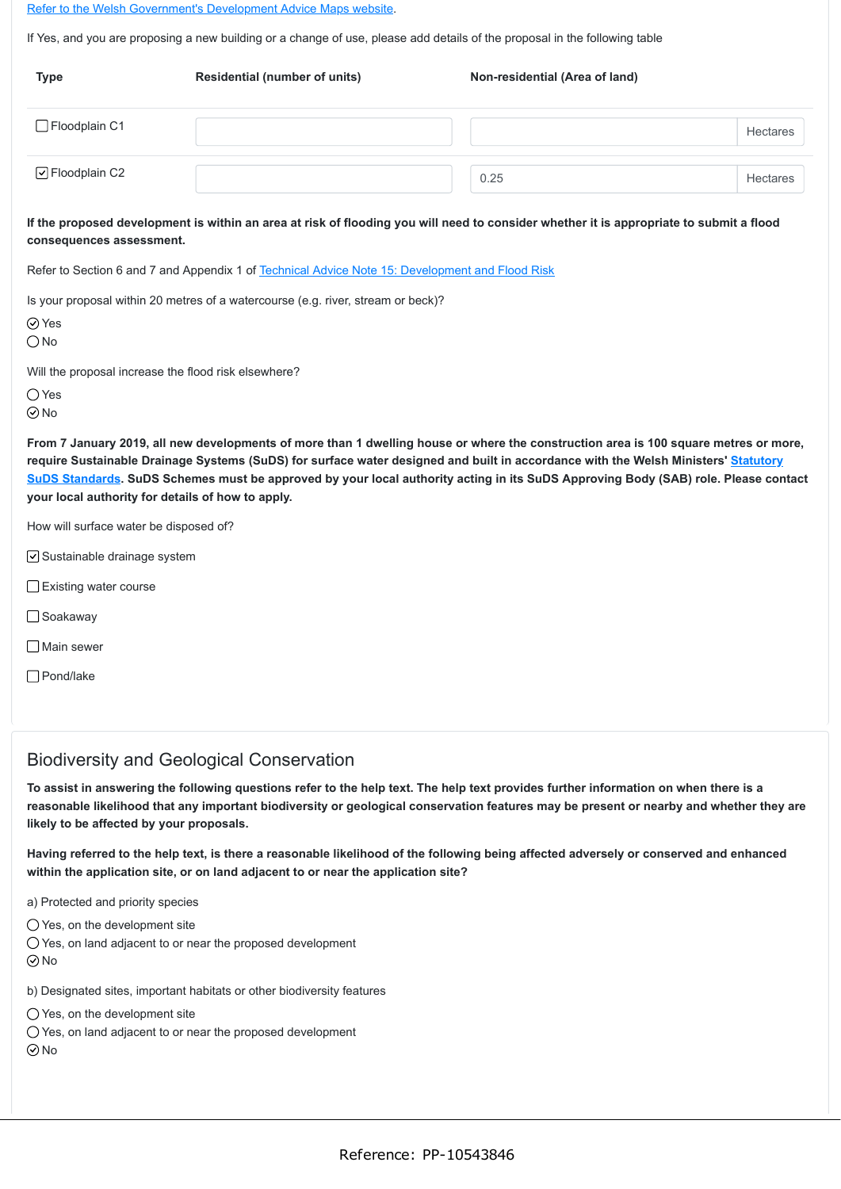[Refer to the Welsh Government's Development Advice Maps website](#).

If Yes, and you are proposing a new building or a change of use, please add details of the proposal in the following table

| Type | Residential (number of units) | Non-residential (Area of land) |
|---|---|---|
| ☐ Floodplain C1 | | Hectares |
| ☑ Floodplain C2 | | 0.25 Hectares |

**If the proposed development is within an area at risk of flooding you will need to consider whether it is appropriate to submit a flood consequences assessment.**

Refer to Section 6 and 7 and Appendix 1 of [Technical Advice Note 15: Development and Flood Risk](#)

Is your proposal within 20 metres of a watercourse (e.g. river, stream or beck)?

- ☑ Yes
- ○ No

Will the proposal increase the flood risk elsewhere?

- ○ Yes
- ☑ No

**From 7 January 2019, all new developments of more than 1 dwelling house or where the construction area is 100 square metres or more, require Sustainable Drainage Systems (SuDS) for surface water designed and built in accordance with the Welsh Ministers' [Statutory SuDS Standards](#). SuDS Schemes must be approved by your local authority acting in its SuDS Approving Body (SAB) role. Please contact your local authority for details of how to apply.**

How will surface water be disposed of?

- ☑ Sustainable drainage system
- ☐ Existing water course
- ☐ Soakaway
- ☐ Main sewer
- ☐ Pond/lake

## Biodiversity and Geological Conservation

**To assist in answering the following questions refer to the help text. The help text provides further information on when there is a reasonable likelihood that any important biodiversity or geological conservation features may be present or nearby and whether they are likely to be affected by your proposals.**

**Having referred to the help text, is there a reasonable likelihood of the following being affected adversely or conserved and enhanced within the application site, or on land adjacent to or near the application site?**

a) Protected and priority species

- ○ Yes, on the development site
- ○ Yes, on land adjacent to or near the proposed development
- ☑ No

b) Designated sites, important habitats or other biodiversity features

- ○ Yes, on the development site
- ○ Yes, on land adjacent to or near the proposed development
- ☑ No

Reference: PP-10543846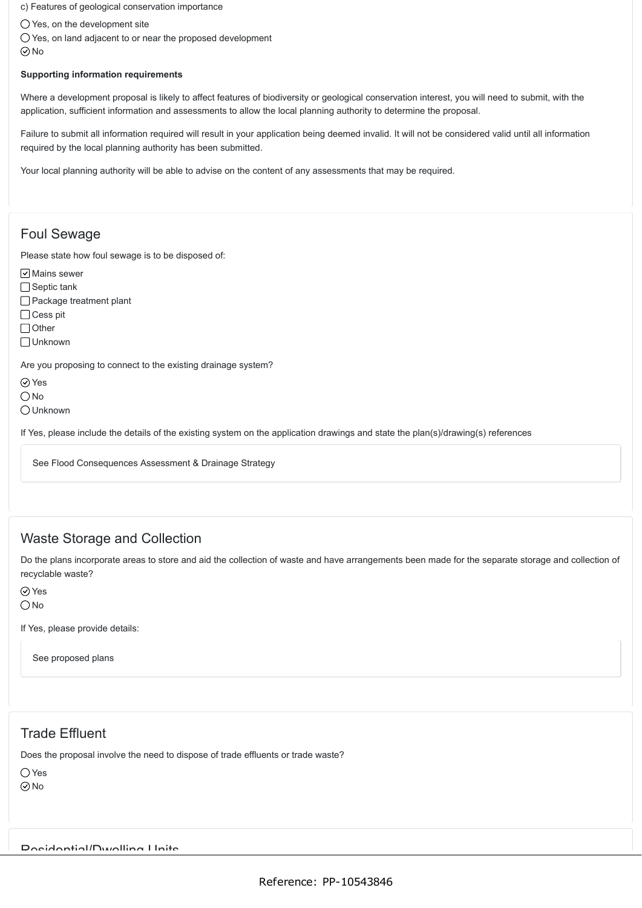c) Features of geological conservation importance

- ○ Yes, on the development site
- ○ Yes, on land adjacent to or near the proposed development
- ⦿ No

**Supporting information requirements**

Where a development proposal is likely to affect features of biodiversity or geological conservation interest, you will need to submit, with the application, sufficient information and assessments to allow the local planning authority to determine the proposal.

Failure to submit all information required will result in your application being deemed invalid. It will not be considered valid until all information required by the local planning authority has been submitted.

Your local planning authority will be able to advise on the content of any assessments that may be required.

## Foul Sewage

Please state how foul sewage is to be disposed of:

- [x] Mains sewer
- [ ] Septic tank
- [ ] Package treatment plant
- [ ] Cess pit
- [ ] Other
- [ ] Unknown

Are you proposing to connect to the existing drainage system?

- ⦿ Yes
- ○ No
- ○ Unknown

If Yes, please include the details of the existing system on the application drawings and state the plan(s)/drawing(s) references

> See Flood Consequences Assessment & Drainage Strategy

## Waste Storage and Collection

Do the plans incorporate areas to store and aid the collection of waste and have arrangements been made for the separate storage and collection of recyclable waste?

- ⦿ Yes
- ○ No

If Yes, please provide details:

> See proposed plans

## Trade Effluent

Does the proposal involve the need to dispose of trade effluents or trade waste?

- ○ Yes
- ⦿ No

## Residential/Dwelling Units

Reference: PP-10543846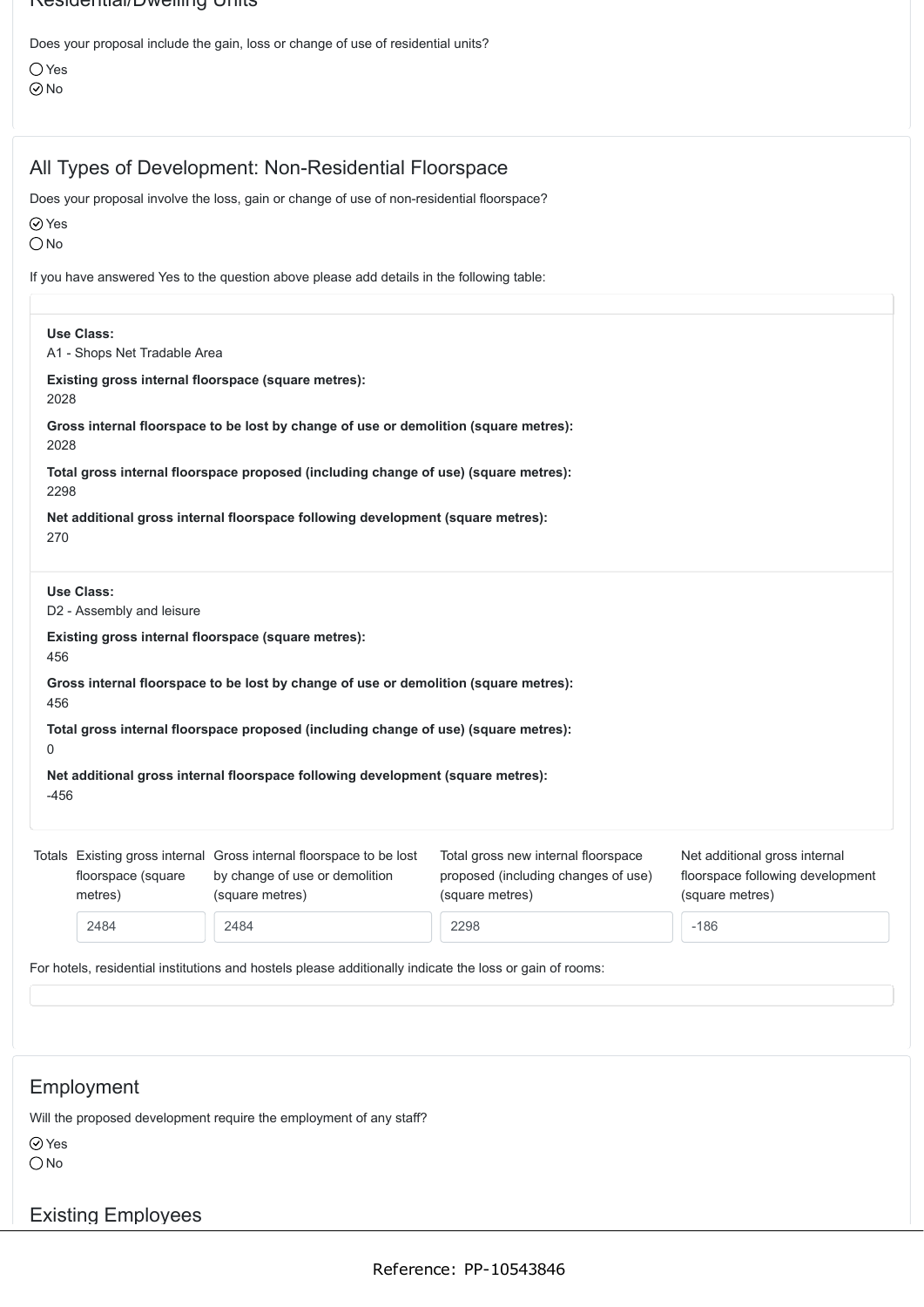## Residential/Dwelling Units

Does your proposal include the gain, loss or change of use of residential units?

○ Yes
⊘ No

## All Types of Development: Non-Residential Floorspace

Does your proposal involve the loss, gain or change of use of non-residential floorspace?

⊘ Yes
○ No

If you have answered Yes to the question above please add details in the following table:

**Use Class:**
A1 - Shops Net Tradable Area

**Existing gross internal floorspace (square metres):**
2028

**Gross internal floorspace to be lost by change of use or demolition (square metres):**
2028

**Total gross internal floorspace proposed (including change of use) (square metres):**
2298

**Net additional gross internal floorspace following development (square metres):**
270

**Use Class:**
D2 - Assembly and leisure

**Existing gross internal floorspace (square metres):**
456

**Gross internal floorspace to be lost by change of use or demolition (square metres):**
456

**Total gross internal floorspace proposed (including change of use) (square metres):**
0

**Net additional gross internal floorspace following development (square metres):**
-456

| Totals | Existing gross internal floorspace (square metres) | Gross internal floorspace to be lost by change of use or demolition (square metres) | Total gross new internal floorspace proposed (including changes of use) (square metres) | Net additional gross internal floorspace following development (square metres) |
|---|---|---|---|---|
| | 2484 | 2484 | 2298 | -186 |

For hotels, residential institutions and hostels please additionally indicate the loss or gain of rooms:

## Employment

Will the proposed development require the employment of any staff?

⊘ Yes
○ No

## Existing Employees

Reference: PP-10543846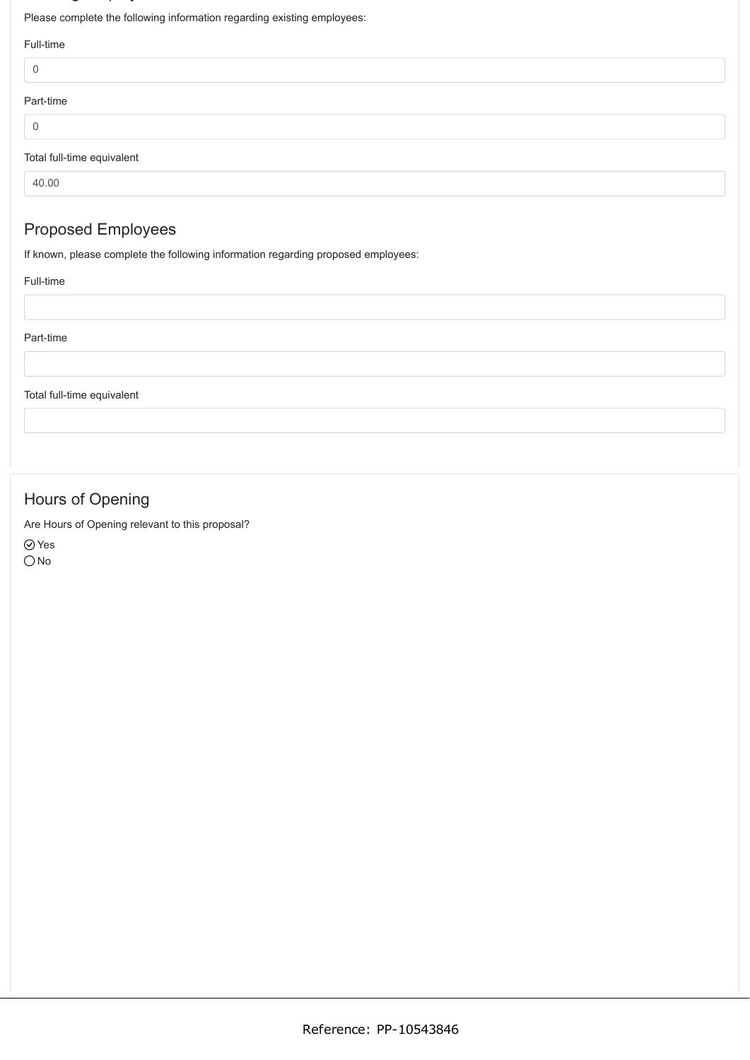Please complete the following information regarding existing employees:

Full-time

0

Part-time

0

Total full-time equivalent

40.00

## Proposed Employees

If known, please complete the following information regarding proposed employees:

Full-time

Part-time

Total full-time equivalent

## Hours of Opening

Are Hours of Opening relevant to this proposal?

- [x] Yes
- [ ] No

Reference: PP-10543846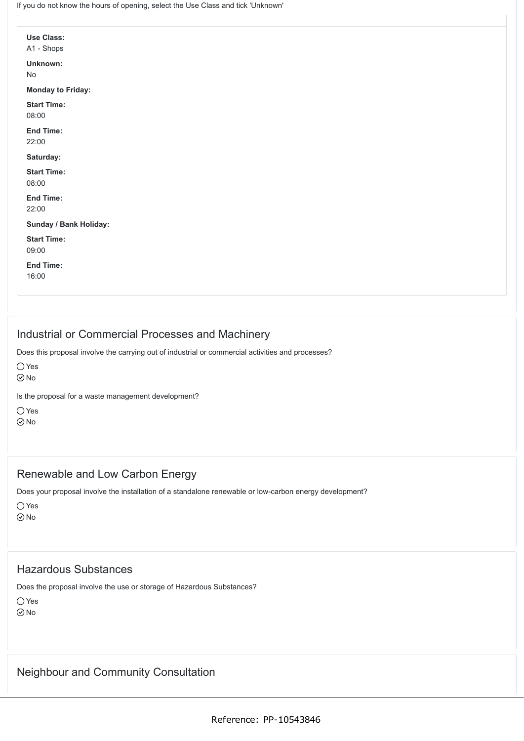If you do not know the hours of opening, select the Use Class and tick 'Unknown'

**Use Class:**
A1 - Shops

**Unknown:**
No

**Monday to Friday:**

**Start Time:**
08:00

**End Time:**
22:00

**Saturday:**

**Start Time:**
08:00

**End Time:**
22:00

**Sunday / Bank Holiday:**

**Start Time:**
09:00

**End Time:**
16:00

## Industrial or Commercial Processes and Machinery

Does this proposal involve the carrying out of industrial or commercial activities and processes?

- ◯ Yes
- ⦿ No

Is the proposal for a waste management development?

- ◯ Yes
- ⦿ No

## Renewable and Low Carbon Energy

Does your proposal involve the installation of a standalone renewable or low-carbon energy development?

- ◯ Yes
- ⦿ No

## Hazardous Substances

Does the proposal involve the use or storage of Hazardous Substances?

- ◯ Yes
- ⦿ No

## Neighbour and Community Consultation

Reference: PP-10543846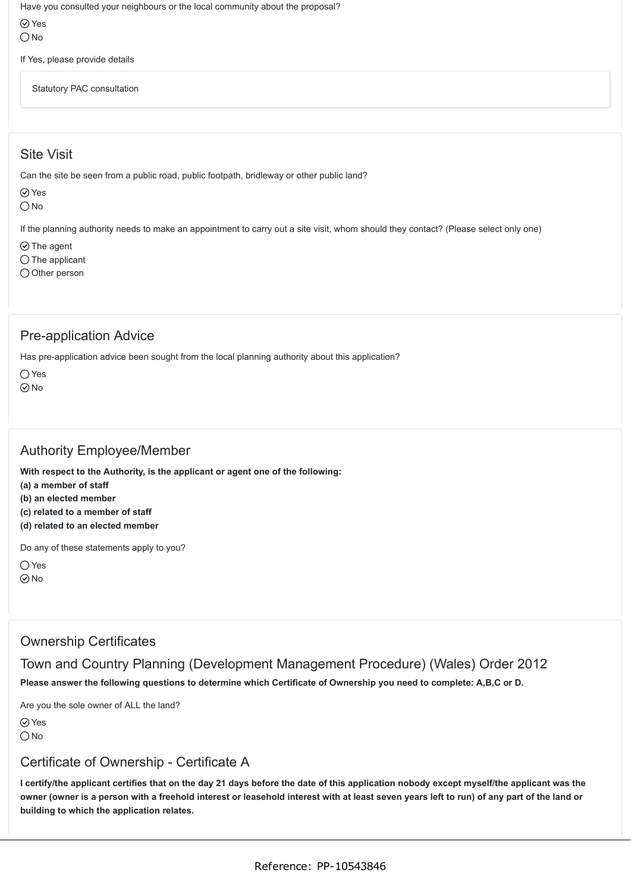Have you consulted your neighbours or the local community about the proposal?

- [x] Yes
- [ ] No

If Yes, please provide details

Statutory PAC consultation

## Site Visit

Can the site be seen from a public road, public footpath, bridleway or other public land?

- [x] Yes
- [ ] No

If the planning authority needs to make an appointment to carry out a site visit, whom should they contact? (Please select only one)

- [x] The agent
- [ ] The applicant
- [ ] Other person

## Pre-application Advice

Has pre-application advice been sought from the local planning authority about this application?

- [ ] Yes
- [x] No

## Authority Employee/Member

**With respect to the Authority, is the applicant or agent one of the following:**
**(a) a member of staff**
**(b) an elected member**
**(c) related to a member of staff**
**(d) related to an elected member**

Do any of these statements apply to you?

- [ ] Yes
- [x] No

## Ownership Certificates

## Town and Country Planning (Development Management Procedure) (Wales) Order 2012

**Please answer the following questions to determine which Certificate of Ownership you need to complete: A,B,C or D.**

Are you the sole owner of ALL the land?

- [x] Yes
- [ ] No

## Certificate of Ownership - Certificate A

**I certify/the applicant certifies that on the day 21 days before the date of this application nobody except myself/the applicant was the owner (owner is a person with a freehold interest or leasehold interest with at least seven years left to run) of any part of the land or building to which the application relates.**

Reference: PP-10543846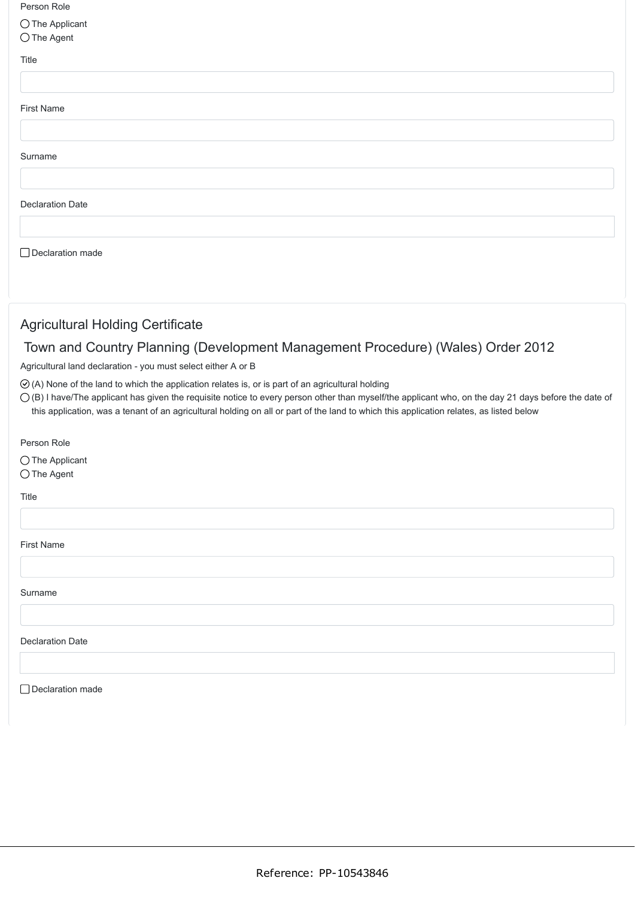Person Role

- ○ The Applicant
- ○ The Agent

Title

First Name

Surname

Declaration Date

☐ Declaration made

## Agricultural Holding Certificate

## Town and Country Planning (Development Management Procedure) (Wales) Order 2012

Agricultural land declaration - you must select either A or B

- ⊙ (A) None of the land to which the application relates is, or is part of an agricultural holding
- ○ (B) I have/The applicant has given the requisite notice to every person other than myself/the applicant who, on the day 21 days before the date of this application, was a tenant of an agricultural holding on all or part of the land to which this application relates, as listed below

Person Role

- ○ The Applicant
- ○ The Agent

Title

First Name

Surname

Declaration Date

☐ Declaration made

Reference: PP-10543846